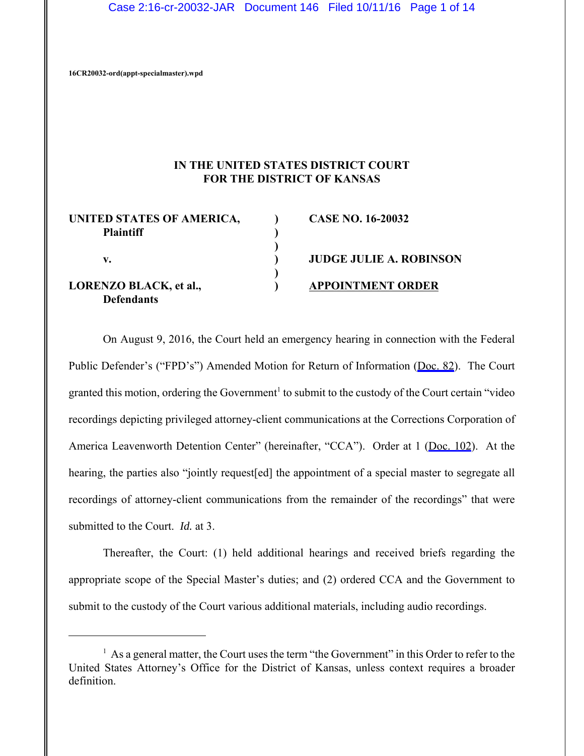16CR20032-ord(appt-specialmaster).wpd

**IN THE UNITED STATES DISTRICT COURT**
**FOR THE DISTRICT OF KANSAS**

| | | |
|---|---|---|
| **UNITED STATES OF AMERICA,** **Plaintiff** | ) | **CASE NO. 16-20032** |
| **v.** | ) | **JUDGE JULIE A. ROBINSON** |
| **LORENZO BLACK, et al.,** **Defendants** | ) | **APPOINTMENT ORDER** |

On August 9, 2016, the Court held an emergency hearing in connection with the Federal Public Defender's ("FPD's") Amended Motion for Return of Information (Doc. 82). The Court granted this motion, ordering the Government[1] to submit to the custody of the Court certain "video recordings depicting privileged attorney-client communications at the Corrections Corporation of America Leavenworth Detention Center" (hereinafter, "CCA"). Order at 1 (Doc. 102). At the hearing, the parties also "jointly request[ed] the appointment of a special master to segregate all recordings of attorney-client communications from the remainder of the recordings" that were submitted to the Court. *Id.* at 3.

Thereafter, the Court: (1) held additional hearings and received briefs regarding the appropriate scope of the Special Master's duties; and (2) ordered CCA and the Government to submit to the custody of the Court various additional materials, including audio recordings.

[1] As a general matter, the Court uses the term "the Government" in this Order to refer to the United States Attorney's Office for the District of Kansas, unless context requires a broader definition.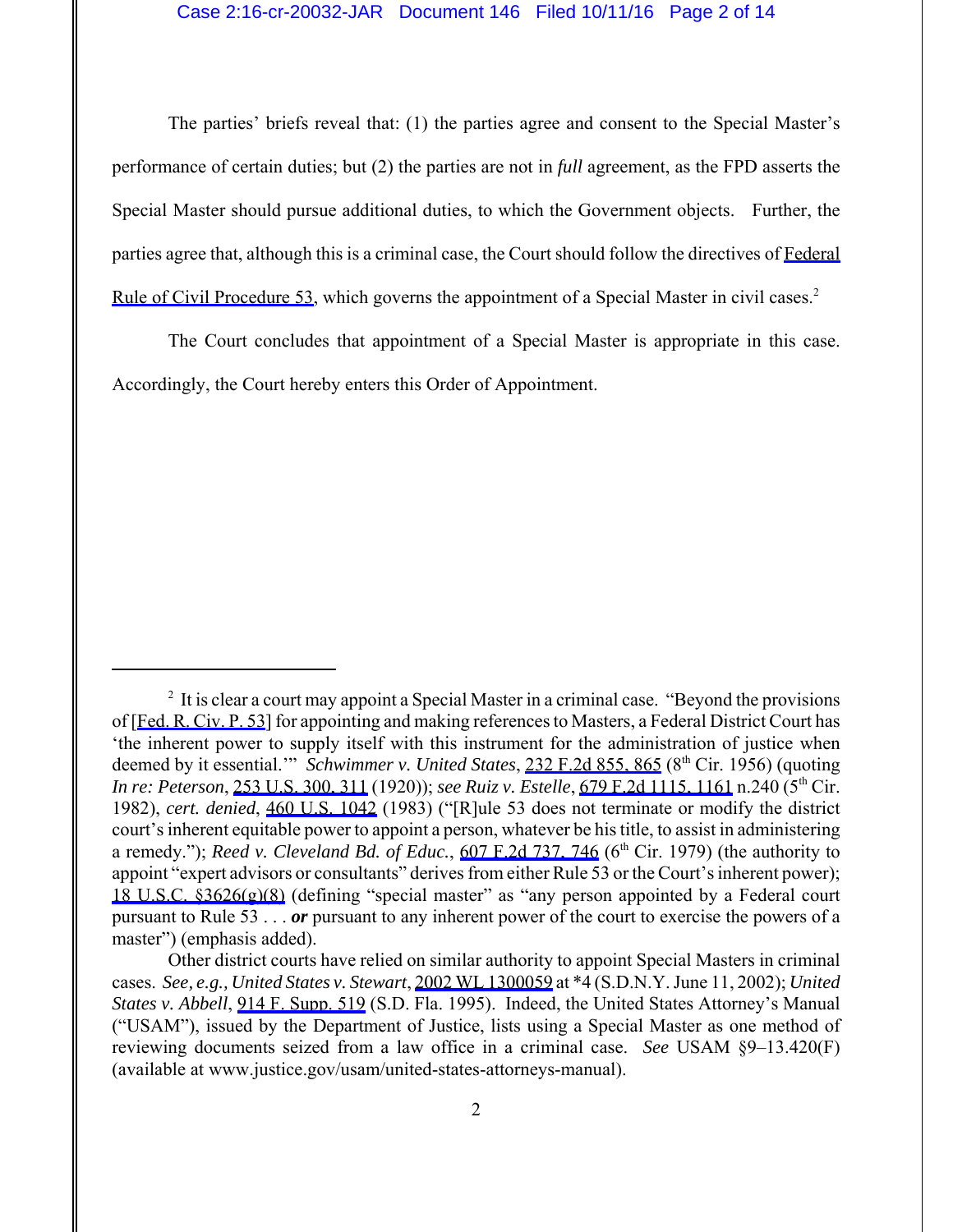The parties' briefs reveal that: (1) the parties agree and consent to the Special Master's performance of certain duties; but (2) the parties are not in *full* agreement, as the FPD asserts the Special Master should pursue additional duties, to which the Government objects. Further, the parties agree that, although this is a criminal case, the Court should follow the directives of Federal Rule of Civil Procedure 53, which governs the appointment of a Special Master in civil cases.[2]

The Court concludes that appointment of a Special Master is appropriate in this case. Accordingly, the Court hereby enters this Order of Appointment.

---

[2] It is clear a court may appoint a Special Master in a criminal case. "Beyond the provisions of [Fed. R. Civ. P. 53] for appointing and making references to Masters, a Federal District Court has 'the inherent power to supply itself with this instrument for the administration of justice when deemed by it essential.'" *Schwimmer v. United States*, 232 F.2d 855, 865 (8th Cir. 1956) (quoting *In re: Peterson*, 253 U.S. 300, 311 (1920)); *see Ruiz v. Estelle*, 679 F.2d 1115, 1161 n.240 (5th Cir. 1982), *cert. denied*, 460 U.S. 1042 (1983) ("[R]ule 53 does not terminate or modify the district court's inherent equitable power to appoint a person, whatever be his title, to assist in administering a remedy."); *Reed v. Cleveland Bd. of Educ.*, 607 F.2d 737, 746 (6th Cir. 1979) (the authority to appoint "expert advisors or consultants" derives from either Rule 53 or the Court's inherent power); 18 U.S.C. §3626(g)(8) (defining "special master" as "any person appointed by a Federal court pursuant to Rule 53 . . . ***or*** pursuant to any inherent power of the court to exercise the powers of a master") (emphasis added).

Other district courts have relied on similar authority to appoint Special Masters in criminal cases. *See, e.g., United States v. Stewart*, 2002 WL 1300059 at *4 (S.D.N.Y. June 11, 2002); *United States v. Abbell*, 914 F. Supp. 519 (S.D. Fla. 1995). Indeed, the United States Attorney's Manual ("USAM"), issued by the Department of Justice, lists using a Special Master as one method of reviewing documents seized from a law office in a criminal case. *See* USAM §9–13.420(F) (available at www.justice.gov/usam/united-states-attorneys-manual).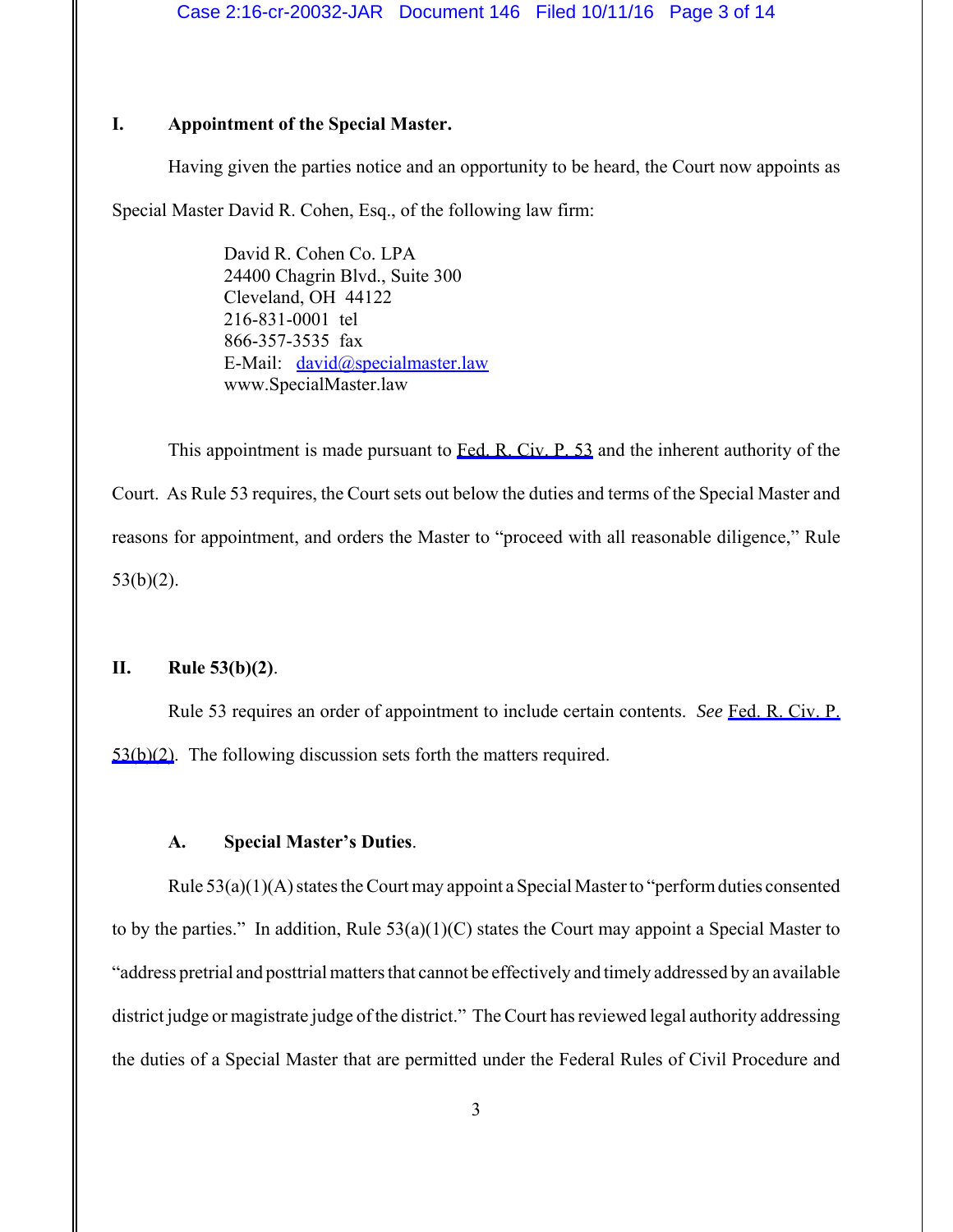## I. Appointment of the Special Master.

Having given the parties notice and an opportunity to be heard, the Court now appoints as Special Master David R. Cohen, Esq., of the following law firm:

> David R. Cohen Co. LPA
> 24400 Chagrin Blvd., Suite 300
> Cleveland, OH 44122
> 216-831-0001 tel
> 866-357-3535 fax
> E-Mail: david@specialmaster.law
> www.SpecialMaster.law

This appointment is made pursuant to Fed. R. Civ. P. 53 and the inherent authority of the Court. As Rule 53 requires, the Court sets out below the duties and terms of the Special Master and reasons for appointment, and orders the Master to "proceed with all reasonable diligence," Rule 53(b)(2).

## II. Rule 53(b)(2).

Rule 53 requires an order of appointment to include certain contents. *See* Fed. R. Civ. P. 53(b)(2). The following discussion sets forth the matters required.

### A. Special Master's Duties.

Rule 53(a)(1)(A) states the Court may appoint a Special Master to "perform duties consented to by the parties." In addition, Rule 53(a)(1)(C) states the Court may appoint a Special Master to "address pretrial and posttrial matters that cannot be effectively and timely addressed by an available district judge or magistrate judge of the district." The Court has reviewed legal authority addressing the duties of a Special Master that are permitted under the Federal Rules of Civil Procedure and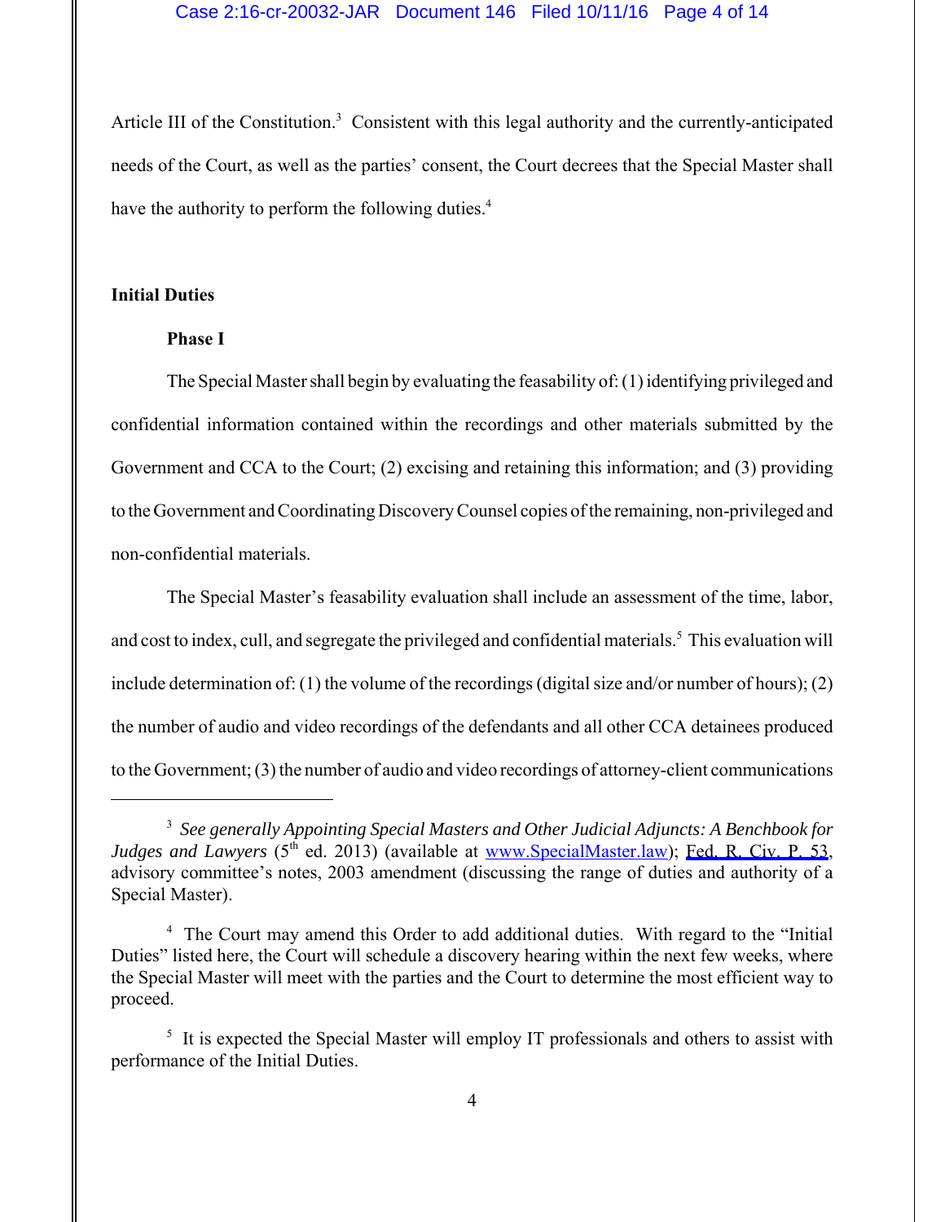Article III of the Constitution.[3] Consistent with this legal authority and the currently-anticipated needs of the Court, as well as the parties' consent, the Court decrees that the Special Master shall have the authority to perform the following duties.[4]

**Initial Duties**

**Phase I**

The Special Master shall begin by evaluating the feasability of: (1) identifying privileged and confidential information contained within the recordings and other materials submitted by the Government and CCA to the Court; (2) excising and retaining this information; and (3) providing to the Government and Coordinating Discovery Counsel copies of the remaining, non-privileged and non-confidential materials.

The Special Master's feasability evaluation shall include an assessment of the time, labor, and cost to index, cull, and segregate the privileged and confidential materials.[5] This evaluation will include determination of: (1) the volume of the recordings (digital size and/or number of hours); (2) the number of audio and video recordings of the defendants and all other CCA detainees produced to the Government; (3) the number of audio and video recordings of attorney-client communications

---

[3] *See generally Appointing Special Masters and Other Judicial Adjuncts: A Benchbook for Judges and Lawyers* (5th ed. 2013) (available at www.SpecialMaster.law); Fed. R. Civ. P. 53, advisory committee's notes, 2003 amendment (discussing the range of duties and authority of a Special Master).

[4] The Court may amend this Order to add additional duties. With regard to the "Initial Duties" listed here, the Court will schedule a discovery hearing within the next few weeks, where the Special Master will meet with the parties and the Court to determine the most efficient way to proceed.

[5] It is expected the Special Master will employ IT professionals and others to assist with performance of the Initial Duties.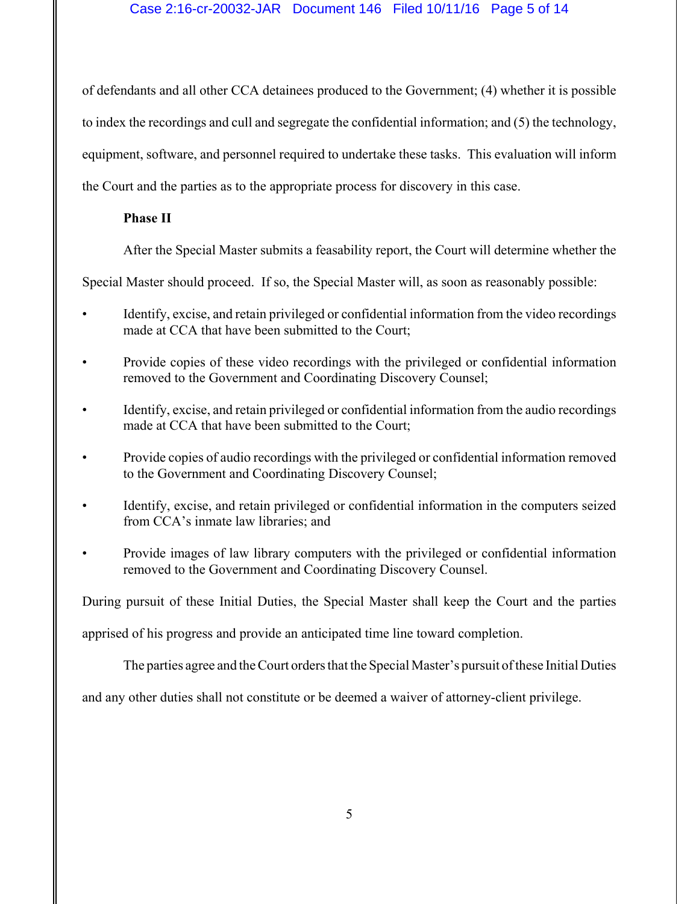of defendants and all other CCA detainees produced to the Government; (4) whether it is possible to index the recordings and cull and segregate the confidential information; and (5) the technology, equipment, software, and personnel required to undertake these tasks. This evaluation will inform the Court and the parties as to the appropriate process for discovery in this case.

**Phase II**

After the Special Master submits a feasability report, the Court will determine whether the Special Master should proceed. If so, the Special Master will, as soon as reasonably possible:

- Identify, excise, and retain privileged or confidential information from the video recordings made at CCA that have been submitted to the Court;
- Provide copies of these video recordings with the privileged or confidential information removed to the Government and Coordinating Discovery Counsel;
- Identify, excise, and retain privileged or confidential information from the audio recordings made at CCA that have been submitted to the Court;
- Provide copies of audio recordings with the privileged or confidential information removed to the Government and Coordinating Discovery Counsel;
- Identify, excise, and retain privileged or confidential information in the computers seized from CCA's inmate law libraries; and
- Provide images of law library computers with the privileged or confidential information removed to the Government and Coordinating Discovery Counsel.

During pursuit of these Initial Duties, the Special Master shall keep the Court and the parties apprised of his progress and provide an anticipated time line toward completion.

The parties agree and the Court orders that the Special Master's pursuit of these Initial Duties and any other duties shall not constitute or be deemed a waiver of attorney-client privilege.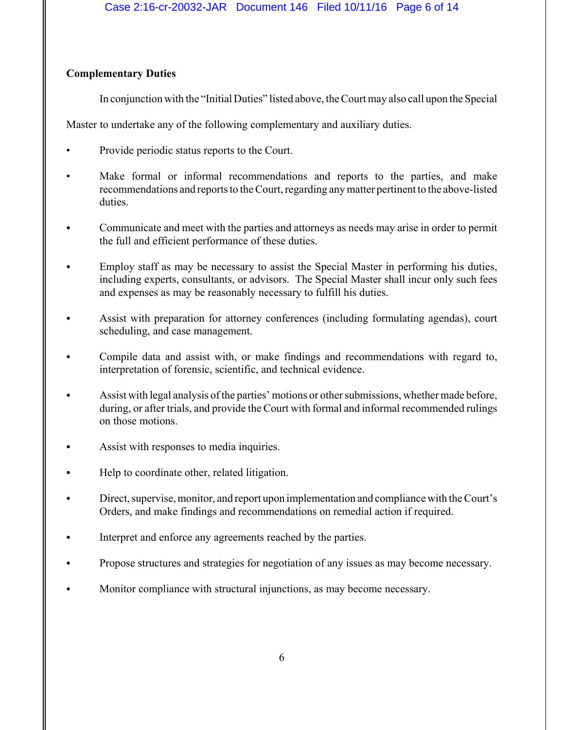**Complementary Duties**

In conjunction with the "Initial Duties" listed above, the Court may also call upon the Special Master to undertake any of the following complementary and auxiliary duties.

- Provide periodic status reports to the Court.
- Make formal or informal recommendations and reports to the parties, and make recommendations and reports to the Court, regarding any matter pertinent to the above-listed duties.
- Communicate and meet with the parties and attorneys as needs may arise in order to permit the full and efficient performance of these duties.
- Employ staff as may be necessary to assist the Special Master in performing his duties, including experts, consultants, or advisors. The Special Master shall incur only such fees and expenses as may be reasonably necessary to fulfill his duties.
- Assist with preparation for attorney conferences (including formulating agendas), court scheduling, and case management.
- Compile data and assist with, or make findings and recommendations with regard to, interpretation of forensic, scientific, and technical evidence.
- Assist with legal analysis of the parties' motions or other submissions, whether made before, during, or after trials, and provide the Court with formal and informal recommended rulings on those motions.
- Assist with responses to media inquiries.
- Help to coordinate other, related litigation.
- Direct, supervise, monitor, and report upon implementation and compliance with the Court's Orders, and make findings and recommendations on remedial action if required.
- Interpret and enforce any agreements reached by the parties.
- Propose structures and strategies for negotiation of any issues as may become necessary.
- Monitor compliance with structural injunctions, as may become necessary.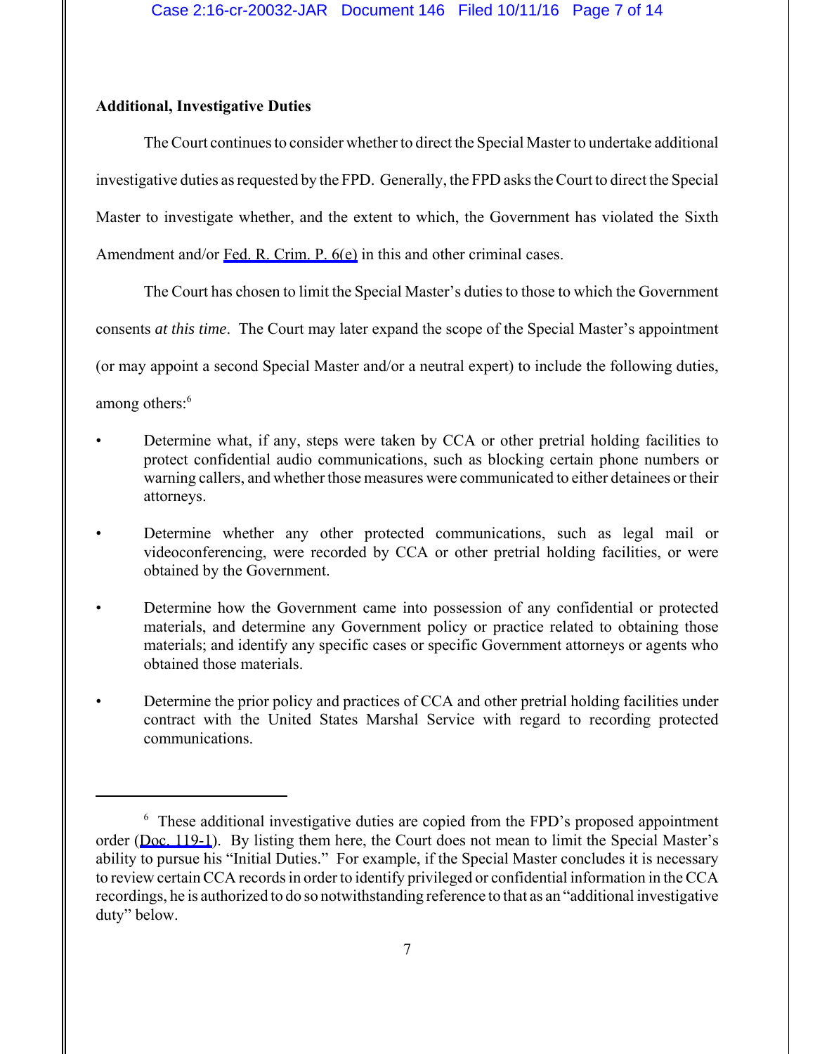**Additional, Investigative Duties**

The Court continues to consider whether to direct the Special Master to undertake additional investigative duties as requested by the FPD. Generally, the FPD asks the Court to direct the Special Master to investigate whether, and the extent to which, the Government has violated the Sixth Amendment and/or Fed. R. Crim. P. 6(e) in this and other criminal cases.

The Court has chosen to limit the Special Master's duties to those to which the Government consents *at this time*. The Court may later expand the scope of the Special Master's appointment (or may appoint a second Special Master and/or a neutral expert) to include the following duties, among others:[6]

- Determine what, if any, steps were taken by CCA or other pretrial holding facilities to protect confidential audio communications, such as blocking certain phone numbers or warning callers, and whether those measures were communicated to either detainees or their attorneys.
- Determine whether any other protected communications, such as legal mail or videoconferencing, were recorded by CCA or other pretrial holding facilities, or were obtained by the Government.
- Determine how the Government came into possession of any confidential or protected materials, and determine any Government policy or practice related to obtaining those materials; and identify any specific cases or specific Government attorneys or agents who obtained those materials.
- Determine the prior policy and practices of CCA and other pretrial holding facilities under contract with the United States Marshal Service with regard to recording protected communications.

---

[6] These additional investigative duties are copied from the FPD's proposed appointment order (Doc. 119-1). By listing them here, the Court does not mean to limit the Special Master's ability to pursue his "Initial Duties." For example, if the Special Master concludes it is necessary to review certain CCA records in order to identify privileged or confidential information in the CCA recordings, he is authorized to do so notwithstanding reference to that as an "additional investigative duty" below.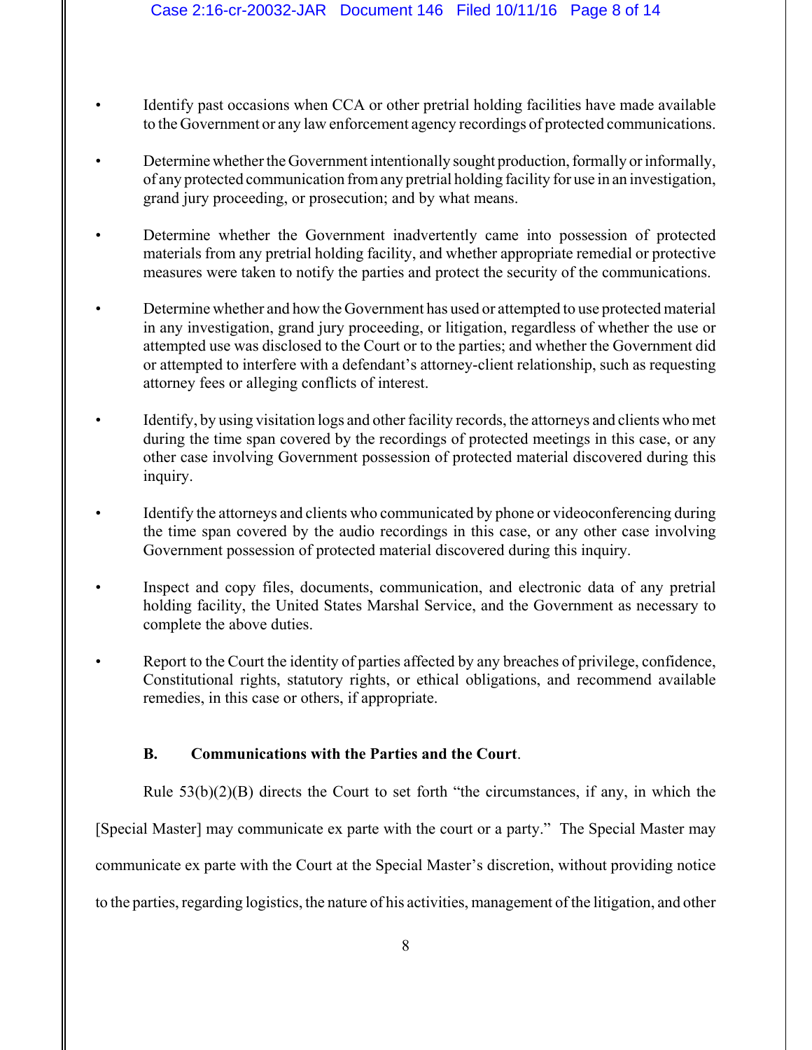- Identify past occasions when CCA or other pretrial holding facilities have made available to the Government or any law enforcement agency recordings of protected communications.
- Determine whether the Government intentionally sought production, formally or informally, of any protected communication from any pretrial holding facility for use in an investigation, grand jury proceeding, or prosecution; and by what means.
- Determine whether the Government inadvertently came into possession of protected materials from any pretrial holding facility, and whether appropriate remedial or protective measures were taken to notify the parties and protect the security of the communications.
- Determine whether and how the Government has used or attempted to use protected material in any investigation, grand jury proceeding, or litigation, regardless of whether the use or attempted use was disclosed to the Court or to the parties; and whether the Government did or attempted to interfere with a defendant's attorney-client relationship, such as requesting attorney fees or alleging conflicts of interest.
- Identify, by using visitation logs and other facility records, the attorneys and clients who met during the time span covered by the recordings of protected meetings in this case, or any other case involving Government possession of protected material discovered during this inquiry.
- Identify the attorneys and clients who communicated by phone or videoconferencing during the time span covered by the audio recordings in this case, or any other case involving Government possession of protected material discovered during this inquiry.
- Inspect and copy files, documents, communication, and electronic data of any pretrial holding facility, the United States Marshal Service, and the Government as necessary to complete the above duties.
- Report to the Court the identity of parties affected by any breaches of privilege, confidence, Constitutional rights, statutory rights, or ethical obligations, and recommend available remedies, in this case or others, if appropriate.

### B. Communications with the Parties and the Court.

Rule 53(b)(2)(B) directs the Court to set forth "the circumstances, if any, in which the [Special Master] may communicate ex parte with the court or a party." The Special Master may communicate ex parte with the Court at the Special Master's discretion, without providing notice to the parties, regarding logistics, the nature of his activities, management of the litigation, and other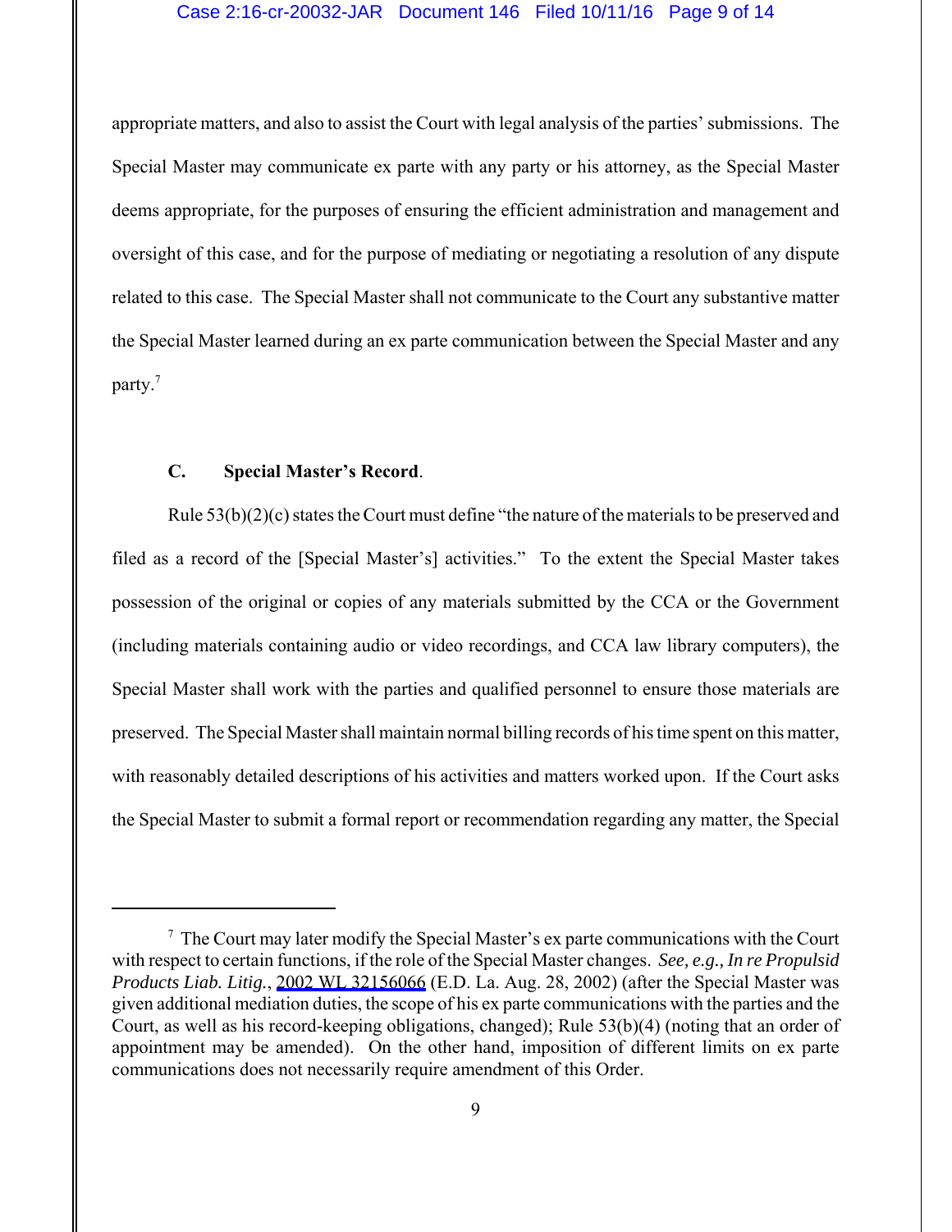appropriate matters, and also to assist the Court with legal analysis of the parties' submissions. The Special Master may communicate ex parte with any party or his attorney, as the Special Master deems appropriate, for the purposes of ensuring the efficient administration and management and oversight of this case, and for the purpose of mediating or negotiating a resolution of any dispute related to this case. The Special Master shall not communicate to the Court any substantive matter the Special Master learned during an ex parte communication between the Special Master and any party.[7]

### C. Special Master's Record.

Rule 53(b)(2)(c) states the Court must define "the nature of the materials to be preserved and filed as a record of the [Special Master's] activities." To the extent the Special Master takes possession of the original or copies of any materials submitted by the CCA or the Government (including materials containing audio or video recordings, and CCA law library computers), the Special Master shall work with the parties and qualified personnel to ensure those materials are preserved. The Special Master shall maintain normal billing records of his time spent on this matter, with reasonably detailed descriptions of his activities and matters worked upon. If the Court asks the Special Master to submit a formal report or recommendation regarding any matter, the Special

---

[7] The Court may later modify the Special Master's ex parte communications with the Court with respect to certain functions, if the role of the Special Master changes. *See, e.g., In re Propulsid Products Liab. Litig.*, 2002 WL 32156066 (E.D. La. Aug. 28, 2002) (after the Special Master was given additional mediation duties, the scope of his ex parte communications with the parties and the Court, as well as his record-keeping obligations, changed); Rule 53(b)(4) (noting that an order of appointment may be amended). On the other hand, imposition of different limits on ex parte communications does not necessarily require amendment of this Order.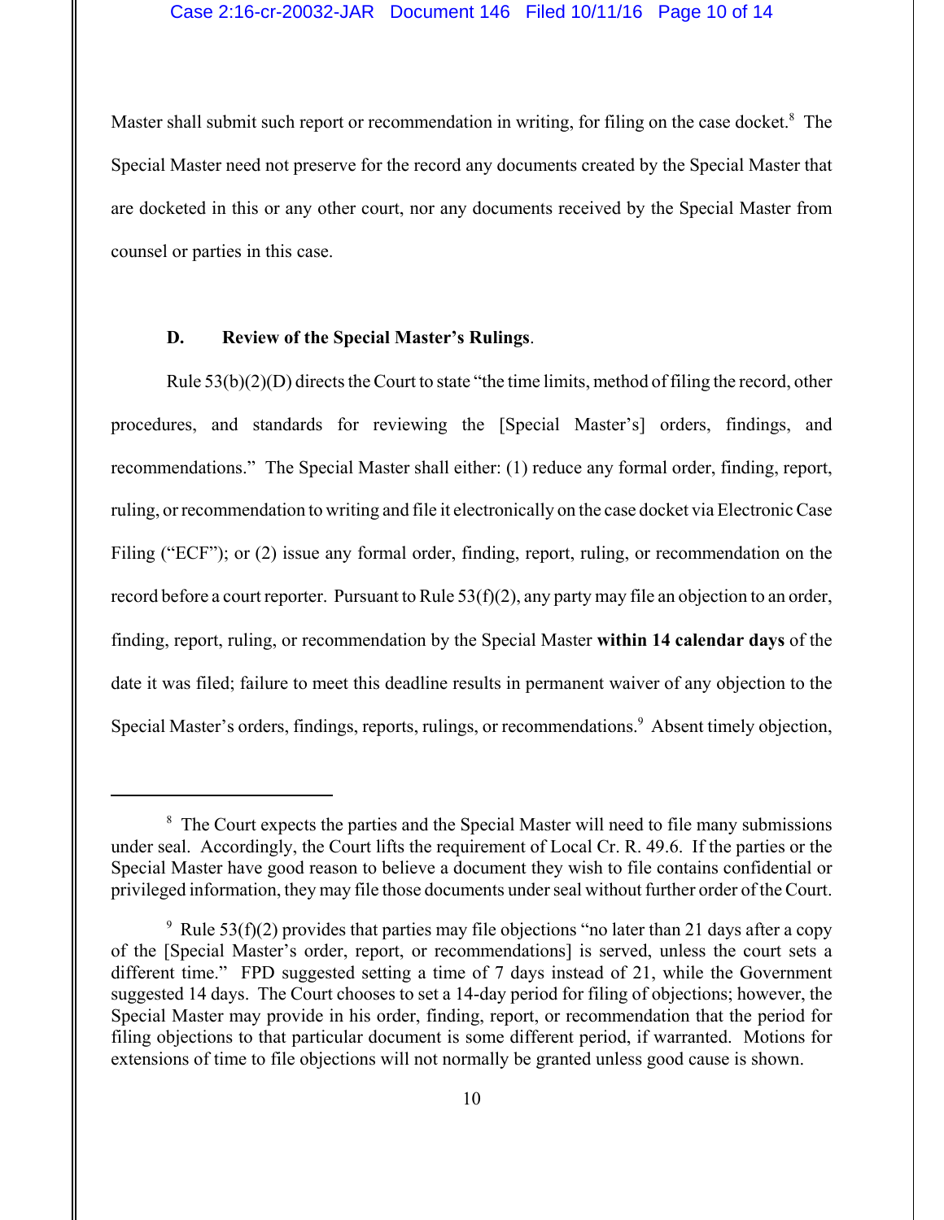Master shall submit such report or recommendation in writing, for filing on the case docket.[8] The Special Master need not preserve for the record any documents created by the Special Master that are docketed in this or any other court, nor any documents received by the Special Master from counsel or parties in this case.

**D. Review of the Special Master's Rulings**.

Rule 53(b)(2)(D) directs the Court to state "the time limits, method of filing the record, other procedures, and standards for reviewing the [Special Master's] orders, findings, and recommendations." The Special Master shall either: (1) reduce any formal order, finding, report, ruling, or recommendation to writing and file it electronically on the case docket via Electronic Case Filing ("ECF"); or (2) issue any formal order, finding, report, ruling, or recommendation on the record before a court reporter. Pursuant to Rule 53(f)(2), any party may file an objection to an order, finding, report, ruling, or recommendation by the Special Master **within 14 calendar days** of the date it was filed; failure to meet this deadline results in permanent waiver of any objection to the Special Master's orders, findings, reports, rulings, or recommendations.[9] Absent timely objection,

---

[8] The Court expects the parties and the Special Master will need to file many submissions under seal. Accordingly, the Court lifts the requirement of Local Cr. R. 49.6. If the parties or the Special Master have good reason to believe a document they wish to file contains confidential or privileged information, they may file those documents under seal without further order of the Court.

[9] Rule 53(f)(2) provides that parties may file objections "no later than 21 days after a copy of the [Special Master's order, report, or recommendations] is served, unless the court sets a different time." FPD suggested setting a time of 7 days instead of 21, while the Government suggested 14 days. The Court chooses to set a 14-day period for filing of objections; however, the Special Master may provide in his order, finding, report, or recommendation that the period for filing objections to that particular document is some different period, if warranted. Motions for extensions of time to file objections will not normally be granted unless good cause is shown.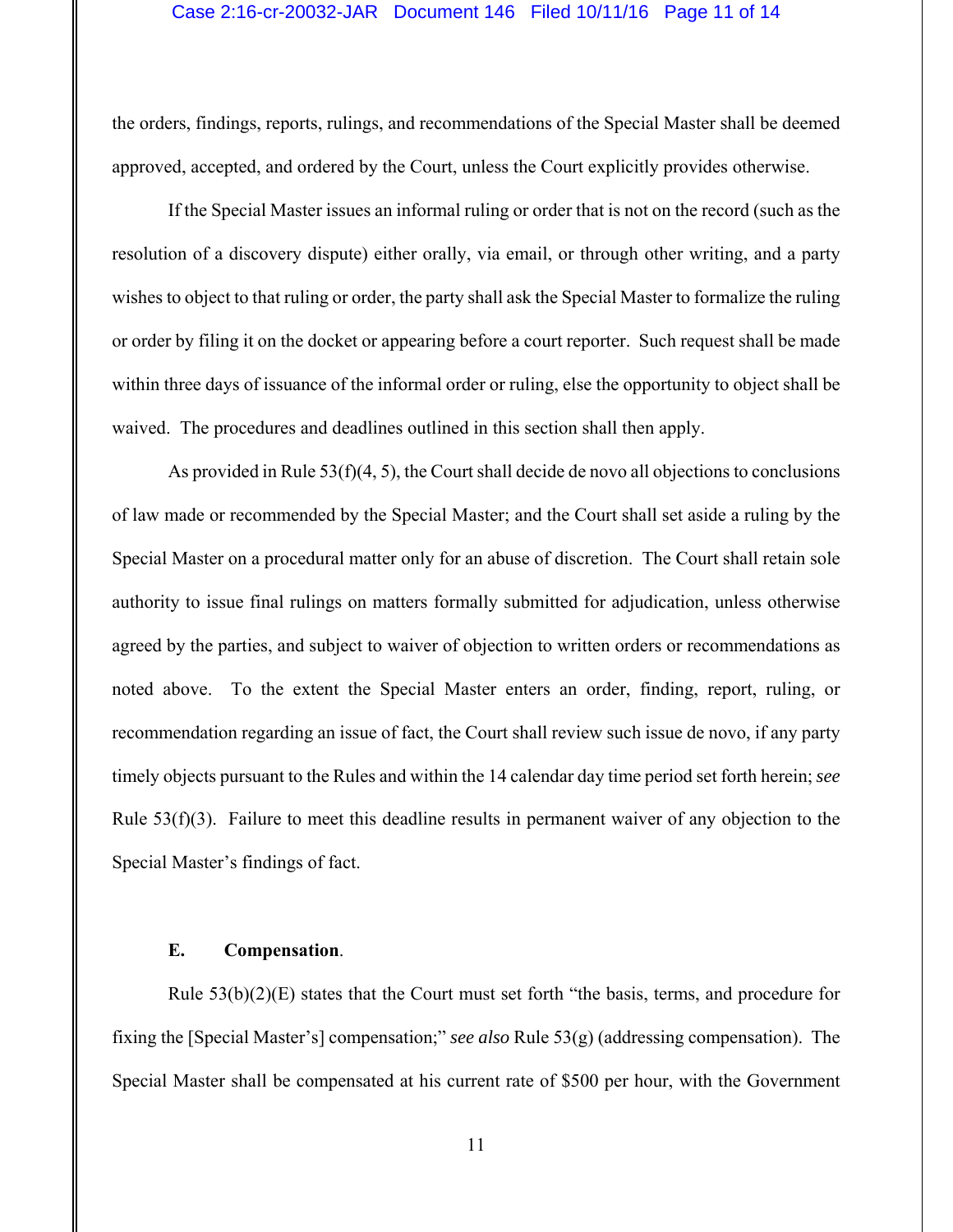the orders, findings, reports, rulings, and recommendations of the Special Master shall be deemed approved, accepted, and ordered by the Court, unless the Court explicitly provides otherwise.

If the Special Master issues an informal ruling or order that is not on the record (such as the resolution of a discovery dispute) either orally, via email, or through other writing, and a party wishes to object to that ruling or order, the party shall ask the Special Master to formalize the ruling or order by filing it on the docket or appearing before a court reporter. Such request shall be made within three days of issuance of the informal order or ruling, else the opportunity to object shall be waived. The procedures and deadlines outlined in this section shall then apply.

As provided in Rule 53(f)(4, 5), the Court shall decide de novo all objections to conclusions of law made or recommended by the Special Master; and the Court shall set aside a ruling by the Special Master on a procedural matter only for an abuse of discretion. The Court shall retain sole authority to issue final rulings on matters formally submitted for adjudication, unless otherwise agreed by the parties, and subject to waiver of objection to written orders or recommendations as noted above. To the extent the Special Master enters an order, finding, report, ruling, or recommendation regarding an issue of fact, the Court shall review such issue de novo, if any party timely objects pursuant to the Rules and within the 14 calendar day time period set forth herein; *see* Rule 53(f)(3). Failure to meet this deadline results in permanent waiver of any objection to the Special Master's findings of fact.

**E. Compensation**.

Rule 53(b)(2)(E) states that the Court must set forth "the basis, terms, and procedure for fixing the [Special Master's] compensation;" *see also* Rule 53(g) (addressing compensation). The Special Master shall be compensated at his current rate of $500 per hour, with the Government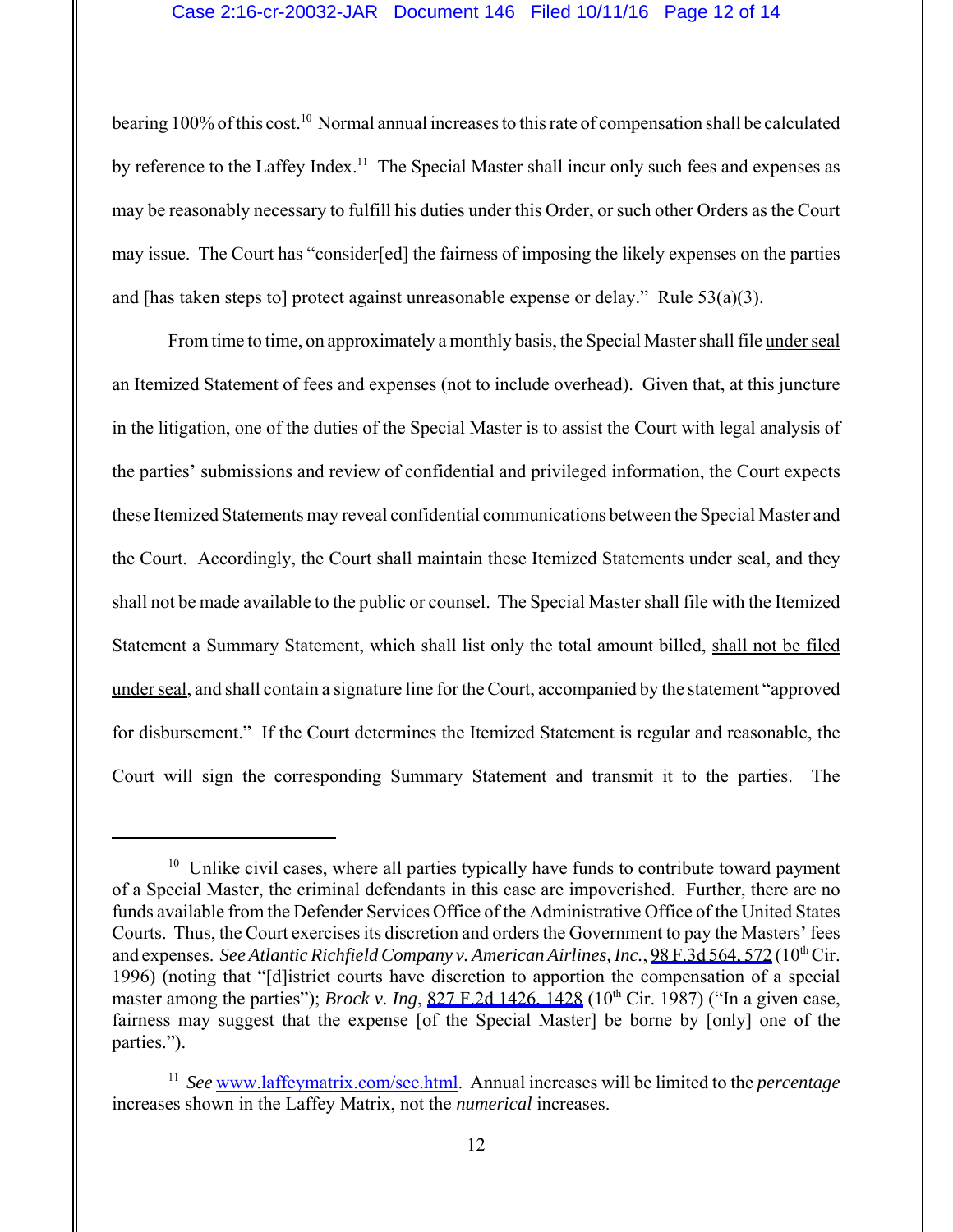bearing 100% of this cost.[10] Normal annual increases to this rate of compensation shall be calculated by reference to the Laffey Index.[11] The Special Master shall incur only such fees and expenses as may be reasonably necessary to fulfill his duties under this Order, or such other Orders as the Court may issue. The Court has "consider[ed] the fairness of imposing the likely expenses on the parties and [has taken steps to] protect against unreasonable expense or delay." Rule 53(a)(3).

From time to time, on approximately a monthly basis, the Special Master shall file under seal an Itemized Statement of fees and expenses (not to include overhead). Given that, at this juncture in the litigation, one of the duties of the Special Master is to assist the Court with legal analysis of the parties' submissions and review of confidential and privileged information, the Court expects these Itemized Statements may reveal confidential communications between the Special Master and the Court. Accordingly, the Court shall maintain these Itemized Statements under seal, and they shall not be made available to the public or counsel. The Special Master shall file with the Itemized Statement a Summary Statement, which shall list only the total amount billed, shall not be filed under seal, and shall contain a signature line for the Court, accompanied by the statement "approved for disbursement." If the Court determines the Itemized Statement is regular and reasonable, the Court will sign the corresponding Summary Statement and transmit it to the parties. The

---

[10] Unlike civil cases, where all parties typically have funds to contribute toward payment of a Special Master, the criminal defendants in this case are impoverished. Further, there are no funds available from the Defender Services Office of the Administrative Office of the United States Courts. Thus, the Court exercises its discretion and orders the Government to pay the Masters' fees and expenses. *See Atlantic Richfield Company v. American Airlines, Inc.*, 98 F.3d 564, 572 (10th Cir. 1996) (noting that "[d]istrict courts have discretion to apportion the compensation of a special master among the parties"); *Brock v. Ing*, 827 F.2d 1426, 1428 (10th Cir. 1987) ("In a given case, fairness may suggest that the expense [of the Special Master] be borne by [only] one of the parties.").

[11] *See* www.laffeymatrix.com/see.html. Annual increases will be limited to the *percentage* increases shown in the Laffey Matrix, not the *numerical* increases.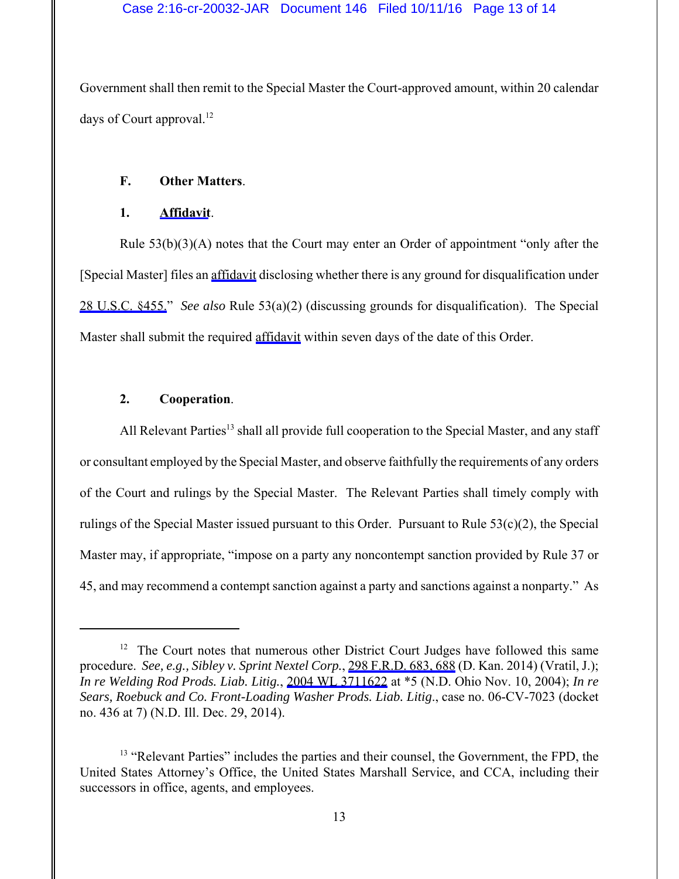Government shall then remit to the Special Master the Court-approved amount, within 20 calendar days of Court approval.[12]

**F. Other Matters**.

**1. Affidavit**.

Rule 53(b)(3)(A) notes that the Court may enter an Order of appointment "only after the [Special Master] files an affidavit disclosing whether there is any ground for disqualification under 28 U.S.C. §455." *See also* Rule 53(a)(2) (discussing grounds for disqualification). The Special Master shall submit the required affidavit within seven days of the date of this Order.

**2. Cooperation**.

All Relevant Parties[13] shall all provide full cooperation to the Special Master, and any staff or consultant employed by the Special Master, and observe faithfully the requirements of any orders of the Court and rulings by the Special Master. The Relevant Parties shall timely comply with rulings of the Special Master issued pursuant to this Order. Pursuant to Rule 53(c)(2), the Special Master may, if appropriate, "impose on a party any noncontempt sanction provided by Rule 37 or 45, and may recommend a contempt sanction against a party and sanctions against a nonparty." As

---

[12] The Court notes that numerous other District Court Judges have followed this same procedure. *See, e.g., Sibley v. Sprint Nextel Corp.*, 298 F.R.D. 683, 688 (D. Kan. 2014) (Vratil, J.); *In re Welding Rod Prods. Liab. Litig.*, 2004 WL 3711622 at *5 (N.D. Ohio Nov. 10, 2004); *In re Sears, Roebuck and Co. Front-Loading Washer Prods. Liab. Litig.*, case no. 06-CV-7023 (docket no. 436 at 7) (N.D. Ill. Dec. 29, 2014).

[13] "Relevant Parties" includes the parties and their counsel, the Government, the FPD, the United States Attorney's Office, the United States Marshall Service, and CCA, including their successors in office, agents, and employees.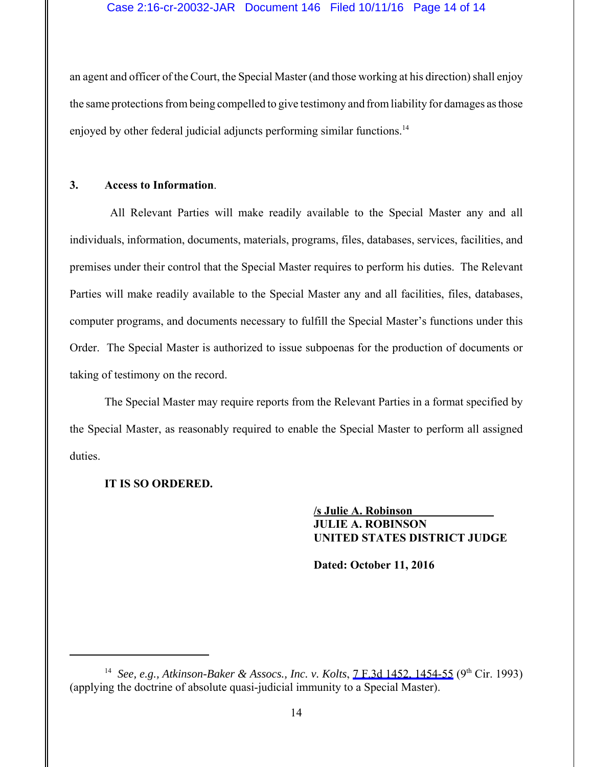an agent and officer of the Court, the Special Master (and those working at his direction) shall enjoy the same protections from being compelled to give testimony and from liability for damages as those enjoyed by other federal judicial adjuncts performing similar functions.[14]

**3. Access to Information**.

All Relevant Parties will make readily available to the Special Master any and all individuals, information, documents, materials, programs, files, databases, services, facilities, and premises under their control that the Special Master requires to perform his duties. The Relevant Parties will make readily available to the Special Master any and all facilities, files, databases, computer programs, and documents necessary to fulfill the Special Master's functions under this Order. The Special Master is authorized to issue subpoenas for the production of documents or taking of testimony on the record.

The Special Master may require reports from the Relevant Parties in a format specified by the Special Master, as reasonably required to enable the Special Master to perform all assigned duties.

**IT IS SO ORDERED.**

**/s Julie A. Robinson**
**JULIE A. ROBINSON**
**UNITED STATES DISTRICT JUDGE**

**Dated: October 11, 2016**

---

[14] *See, e.g., Atkinson-Baker & Assocs., Inc. v. Kolts*, 7 F.3d 1452, 1454-55 (9th Cir. 1993) (applying the doctrine of absolute quasi-judicial immunity to a Special Master).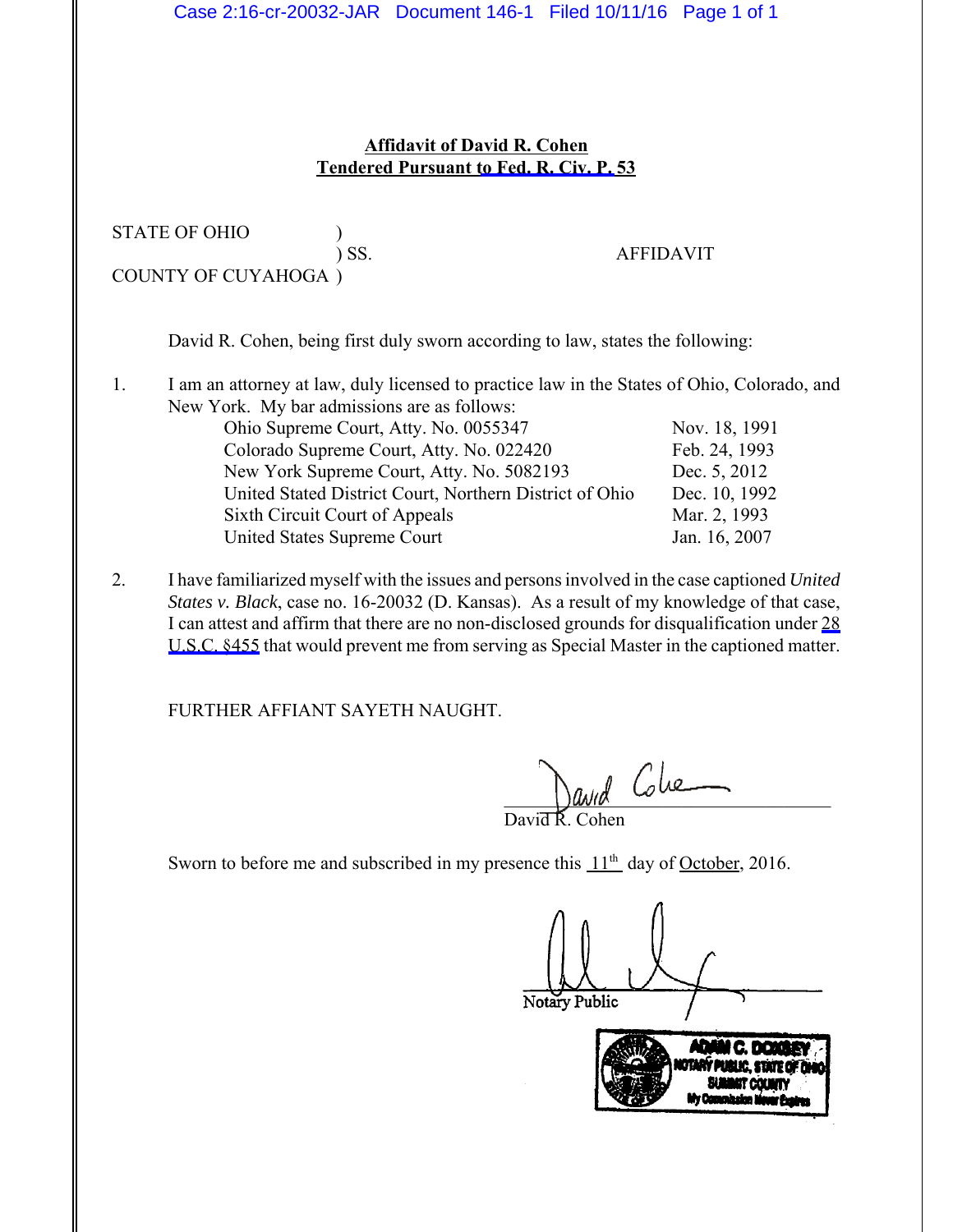**Affidavit of David R. Cohen**
**Tendered Pursuant to Fed. R. Civ. P. 53**

STATE OF OHIO )
) SS. AFFIDAVIT
COUNTY OF CUYAHOGA )

David R. Cohen, being first duly sworn according to law, states the following:

1. I am an attorney at law, duly licensed to practice law in the States of Ohio, Colorado, and New York. My bar admissions are as follows:

| | |
|---|---|
| Ohio Supreme Court, Atty. No. 0055347 | Nov. 18, 1991 |
| Colorado Supreme Court, Atty. No. 022420 | Feb. 24, 1993 |
| New York Supreme Court, Atty. No. 5082193 | Dec. 5, 2012 |
| United Stated District Court, Northern District of Ohio | Dec. 10, 1992 |
| Sixth Circuit Court of Appeals | Mar. 2, 1993 |
| United States Supreme Court | Jan. 16, 2007 |

2. I have familiarized myself with the issues and persons involved in the case captioned *United States v. Black*, case no. 16-20032 (D. Kansas). As a result of my knowledge of that case, I can attest and affirm that there are no non-disclosed grounds for disqualification under 28 U.S.C. §455 that would prevent me from serving as Special Master in the captioned matter.

FURTHER AFFIANT SAYETH NAUGHT.

David R. Cohen

Sworn to before me and subscribed in my presence this 11th day of October, 2016.

Notary Public

ADAM C. DOXSEY
NOTARY PUBLIC, STATE OF OHIO
SUMMIT COUNTY
My Commission Never Expires